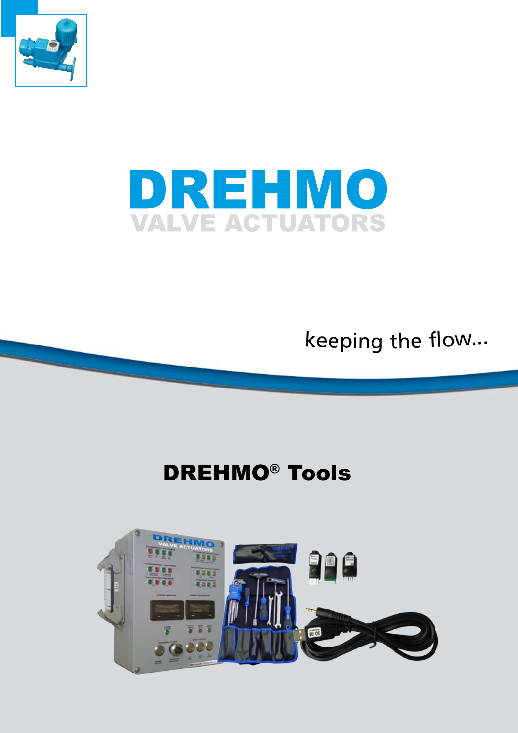# DREHMO

VALVE ACTUATORS

keeping the flow...

## DREHMO® Tools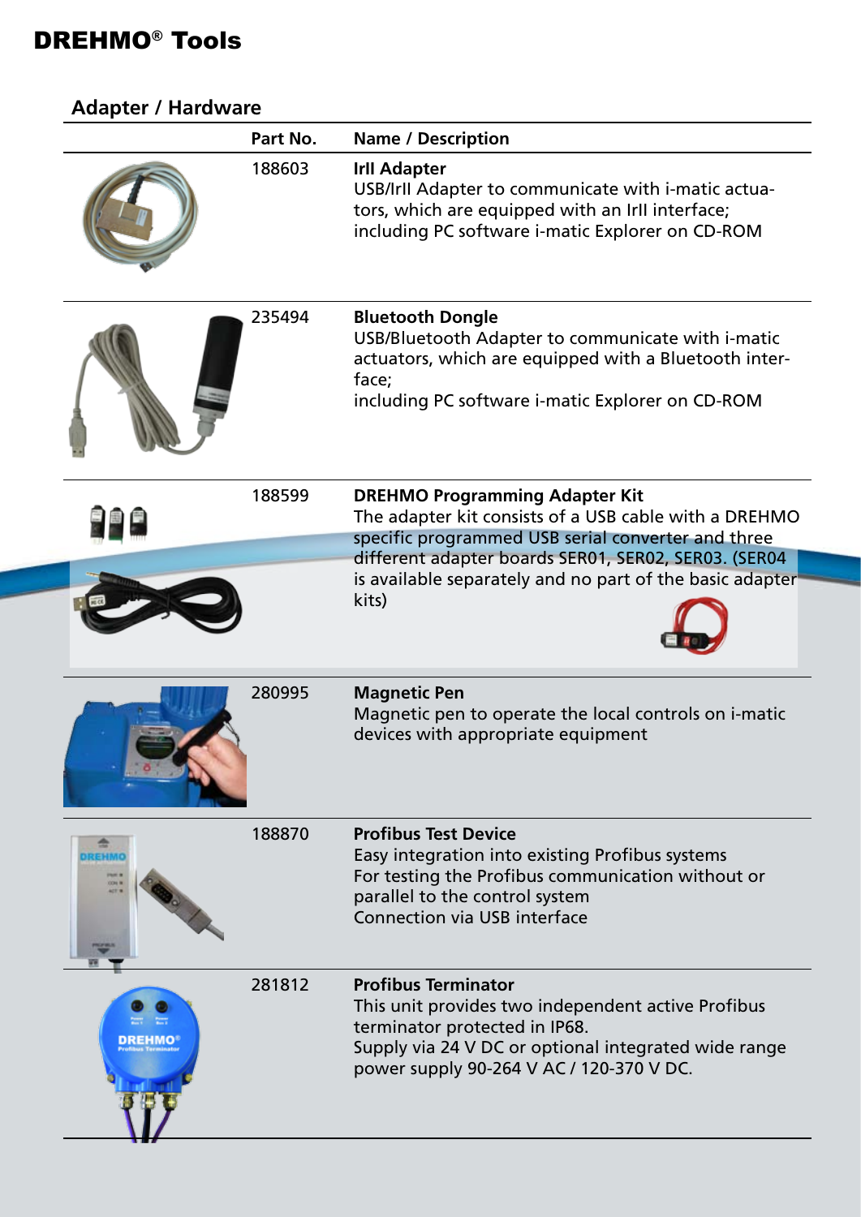# DREHMO® Tools

## Adapter / Hardware

| Part No. | Name / Description |
|---|---|
| 188603 | **IrII Adapter**<br>USB/IrII Adapter to communicate with i-matic actuators, which are equipped with an IrII interface;<br>including PC software i-matic Explorer on CD-ROM |
| 235494 | **Bluetooth Dongle**<br>USB/Bluetooth Adapter to communicate with i-matic actuators, which are equipped with a Bluetooth interface;<br>including PC software i-matic Explorer on CD-ROM |
| 188599 | **DREHMO Programming Adapter Kit**<br>The adapter kit consists of a USB cable with a DREHMO specific programmed USB serial converter and three different adapter boards SER01, SER02, SER03. (SER04 is available separately and no part of the basic adapter kits) |
| 280995 | **Magnetic Pen**<br>Magnetic pen to operate the local controls on i-matic devices with appropriate equipment |
| 188870 | **Profibus Test Device**<br>Easy integration into existing Profibus systems<br>For testing the Profibus communication without or parallel to the control system<br>Connection via USB interface |
| 281812 | **Profibus Terminator**<br>This unit provides two independent active Profibus terminator protected in IP68.<br>Supply via 24 V DC or optional integrated wide range power supply 90-264 V AC / 120-370 V DC. |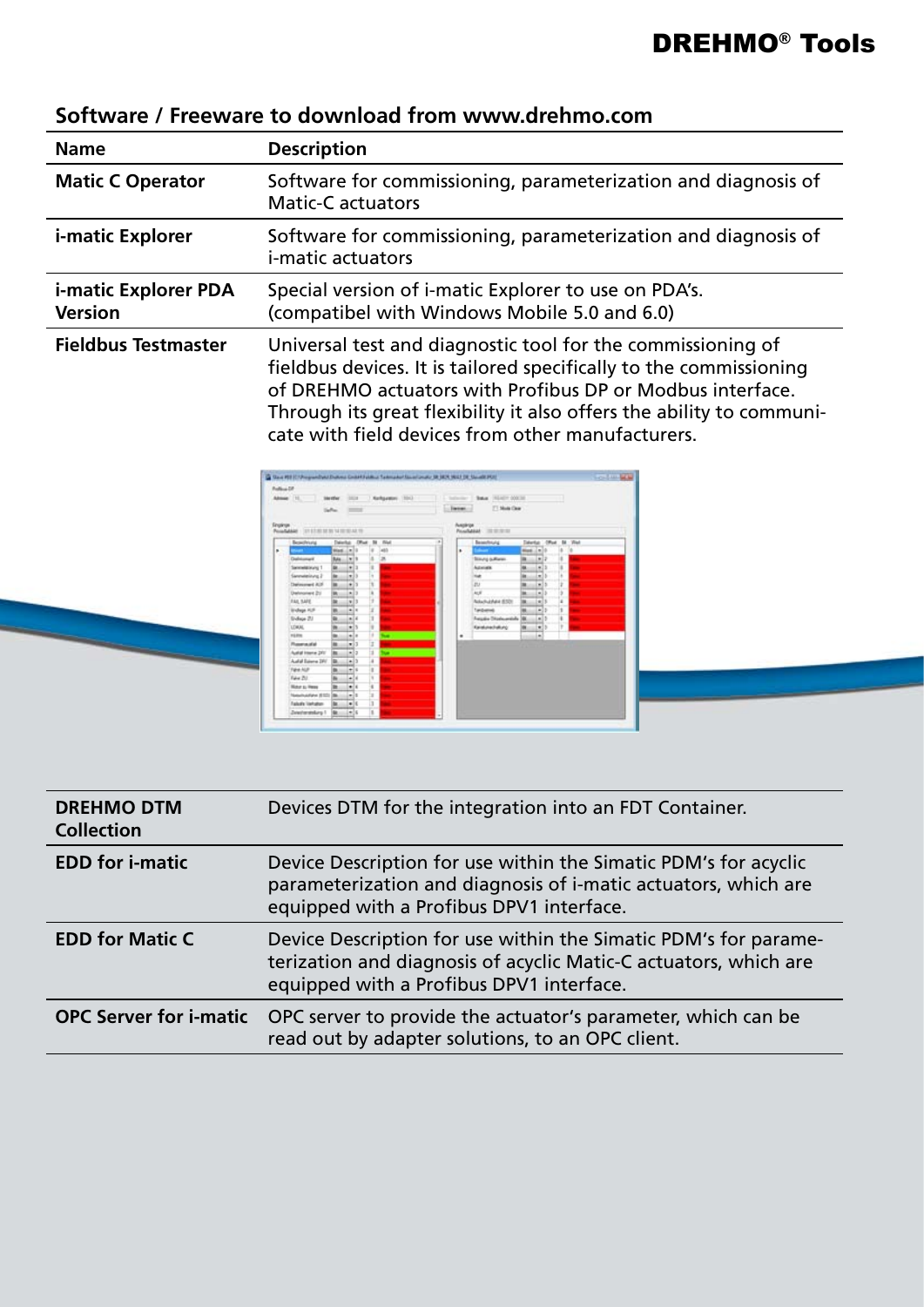## Software / Freeware to download from www.drehmo.com

| Name | Description |
|---|---|
| **Matic C Operator** | Software for commissioning, parameterization and diagnosis of Matic-C actuators |
| **i-matic Explorer** | Software for commissioning, parameterization and diagnosis of i-matic actuators |
| **i-matic Explorer PDA Version** | Special version of i-matic Explorer to use on PDA's. (compatibel with Windows Mobile 5.0 and 6.0) |
| **Fieldbus Testmaster** | Universal test and diagnostic tool for the commissioning of fieldbus devices. It is tailored specifically to the commissioning of DREHMO actuators with Profibus DP or Modbus interface. Through its great flexibility it also offers the ability to communicate with field devices from other manufacturers. |
| **DREHMO DTM Collection** | Devices DTM for the integration into an FDT Container. |
| **EDD for i-matic** | Device Description for use within the Simatic PDM's for acyclic parameterization and diagnosis of i-matic actuators, which are equipped with a Profibus DPV1 interface. |
| **EDD for Matic C** | Device Description for use within the Simatic PDM's for parameterization and diagnosis of acyclic Matic-C actuators, which are equipped with a Profibus DPV1 interface. |
| **OPC Server for i-matic** | OPC server to provide the actuator's parameter, which can be read out by adapter solutions, to an OPC client. |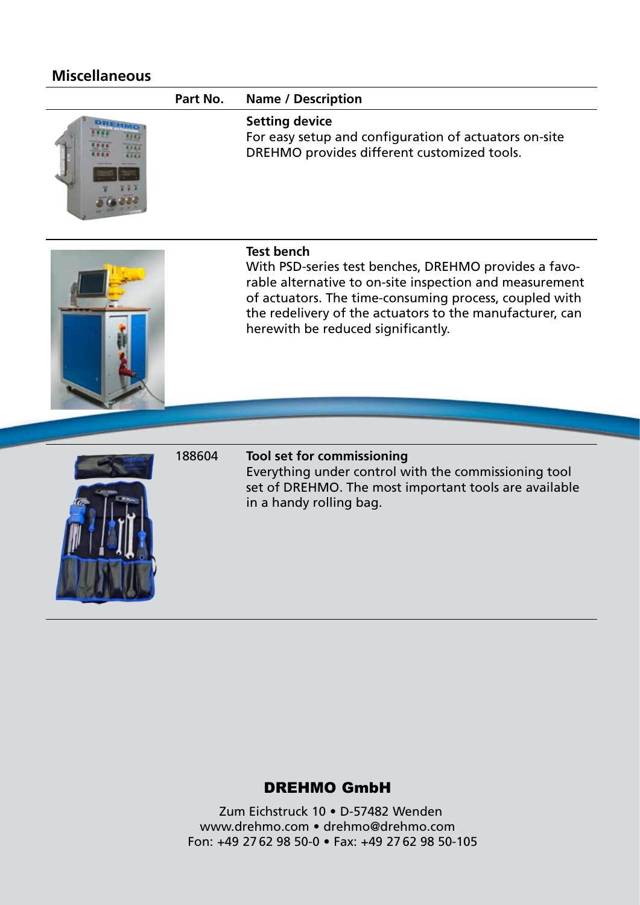## Miscellaneous

| | Part No. | Name / Description |
|---|---|---|
| | | **Setting device**<br>For easy setup and configuration of actuators on-site DREHMO provides different customized tools. |
| | | **Test bench**<br>With PSD-series test benches, DREHMO provides a favorable alternative to on-site inspection and measurement of actuators. The time-consuming process, coupled with the redelivery of the actuators to the manufacturer, can herewith be reduced significantly. |
| | 188604 | **Tool set for commissioning**<br>Everything under control with the commissioning tool set of DREHMO. The most important tools are available in a handy rolling bag. |

**DREHMO GmbH**

Zum Eichstruck 10 • D-57482 Wenden
www.drehmo.com • drehmo@drehmo.com
Fon: +49 27 62 98 50-0 • Fax: +49 27 62 98 50-105